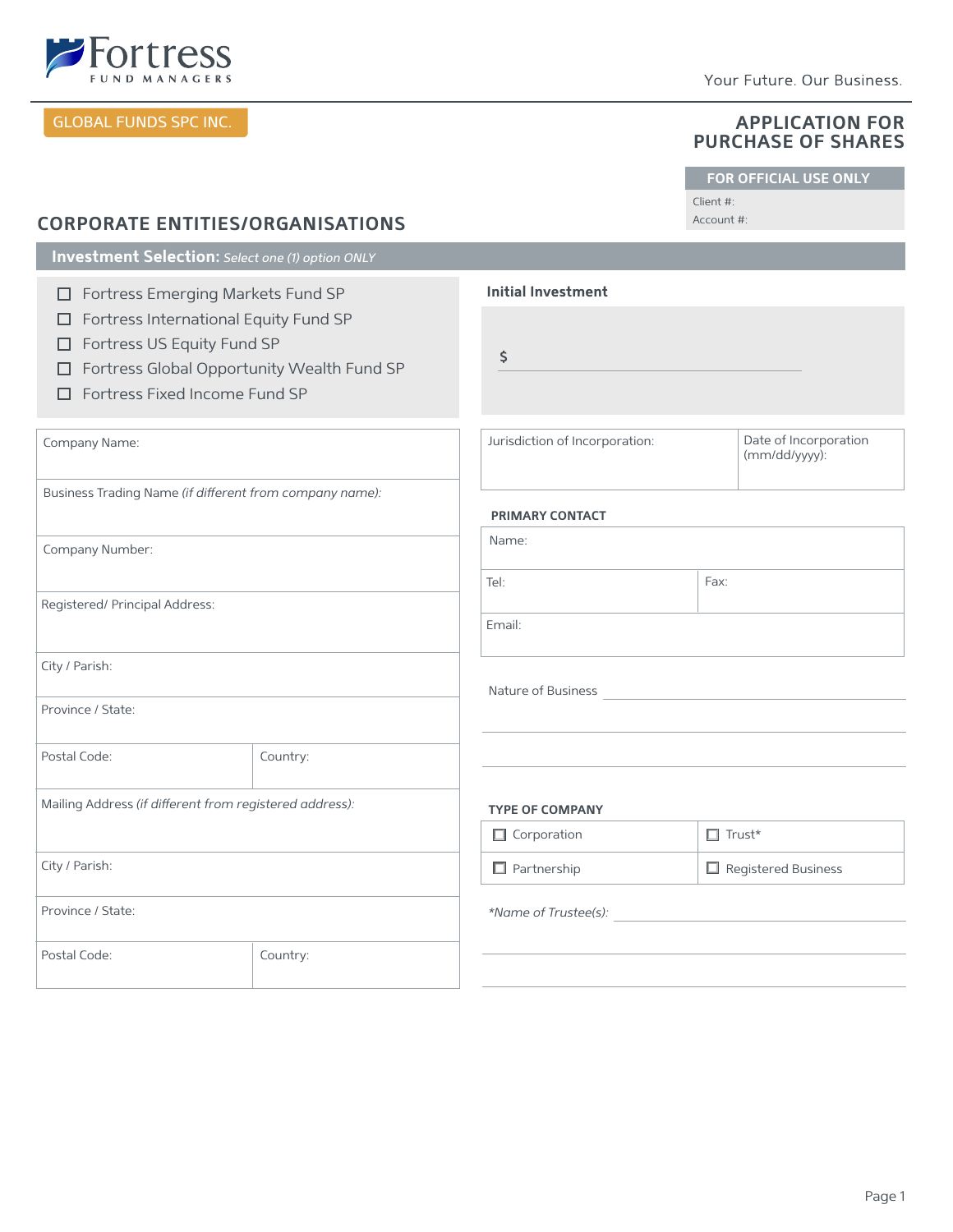Fortress
FUND MANAGERS

Your Future. Our Business.

GLOBAL FUNDS SPC INC.

# APPLICATION FOR PURCHASE OF SHARES

| FOR OFFICIAL USE ONLY |
|---|
| Client #: |
| Account #: |

## CORPORATE ENTITIES/ORGANISATIONS

### Investment Selection: *Select one (1) option ONLY*

- ☐ Fortress Emerging Markets Fund SP
- ☐ Fortress International Equity Fund SP
- ☐ Fortress US Equity Fund SP
- ☐ Fortress Global Opportunity Wealth Fund SP
- ☐ Fortress Fixed Income Fund SP

**Initial Investment**

$ ______________________________

| | |
|---|---|
| Company Name: | |
| Business Trading Name *(if different from company name)*: | |
| Company Number: | |
| Registered/ Principal Address: | |
| City / Parish: | |
| Province / State: | |
| Postal Code: | Country: |
| Mailing Address *(if different from registered address)*: | |
| City / Parish: | |
| Province / State: | |
| Postal Code: | Country: |

| | |
|---|---|
| Jurisdiction of Incorporation: | Date of Incorporation (mm/dd/yyyy): |

**PRIMARY CONTACT**

| | |
|---|---|
| Name: | |
| Tel: | Fax: |
| Email: | |

Nature of Business ______________________________

**TYPE OF COMPANY**

| | |
|---|---|
| ☐ Corporation | ☐ Trust* |
| ☐ Partnership | ☐ Registered Business |

*\*Name of Trustee(s):* ______________________________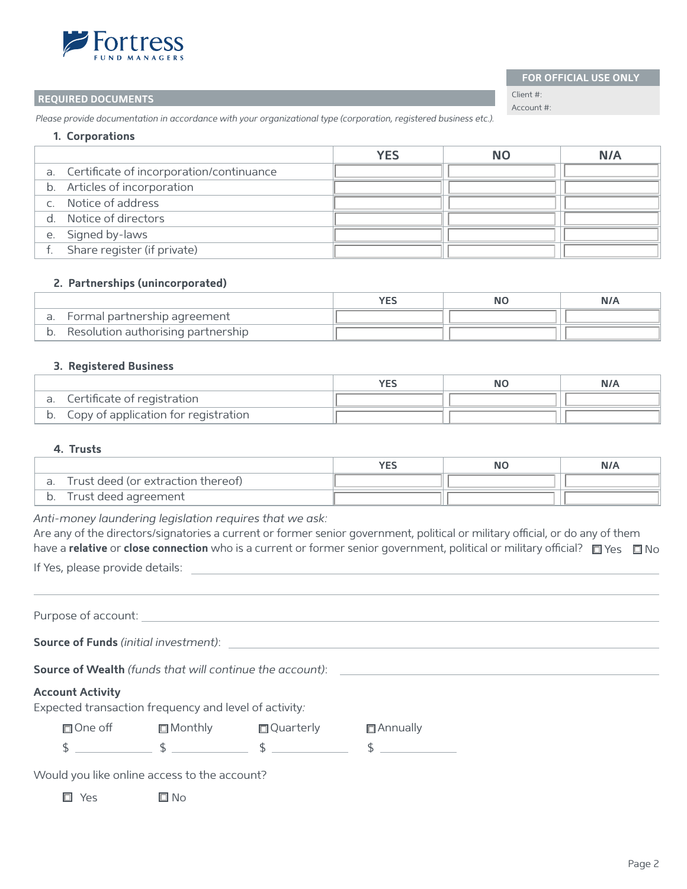Fortress FUND MANAGERS

**FOR OFFICIAL USE ONLY**

Client #:

Account #:

## REQUIRED DOCUMENTS

*Please provide documentation in accordance with your organizational type (corporation, registered business etc.).*

### 1. Corporations

| | YES | NO | N/A |
|---|---|---|---|
| a. Certificate of incorporation/continuance | | | |
| b. Articles of incorporation | | | |
| c. Notice of address | | | |
| d. Notice of directors | | | |
| e. Signed by-laws | | | |
| f. Share register (if private) | | | |

### 2. Partnerships (unincorporated)

| | YES | NO | N/A |
|---|---|---|---|
| a. Formal partnership agreement | | | |
| b. Resolution authorising partnership | | | |

### 3. Registered Business

| | YES | NO | N/A |
|---|---|---|---|
| a. Certificate of registration | | | |
| b. Copy of application for registration | | | |

### 4. Trusts

| | YES | NO | N/A |
|---|---|---|---|
| a. Trust deed (or extraction thereof) | | | |
| b. Trust deed agreement | | | |

*Anti-money laundering legislation requires that we ask:*

Are any of the directors/signatories a current or former senior government, political or military official, or do any of them have a **relative** or **close connection** who is a current or former senior government, political or military official? ☐ Yes ☐ No

If Yes, please provide details: ______________________________________________

Purpose of account: ______________________________________________

**Source of Funds** *(initial investment)*: ______________________________________________

**Source of Wealth** *(funds that will continue the account)*: ______________________________________________

**Account Activity**

Expected transaction frequency and level of activity:

☐ One off ☐ Monthly ☐ Quarterly ☐ Annually

$ __________ $ __________ $ __________ $ __________

Would you like online access to the account?

☐ Yes ☐ No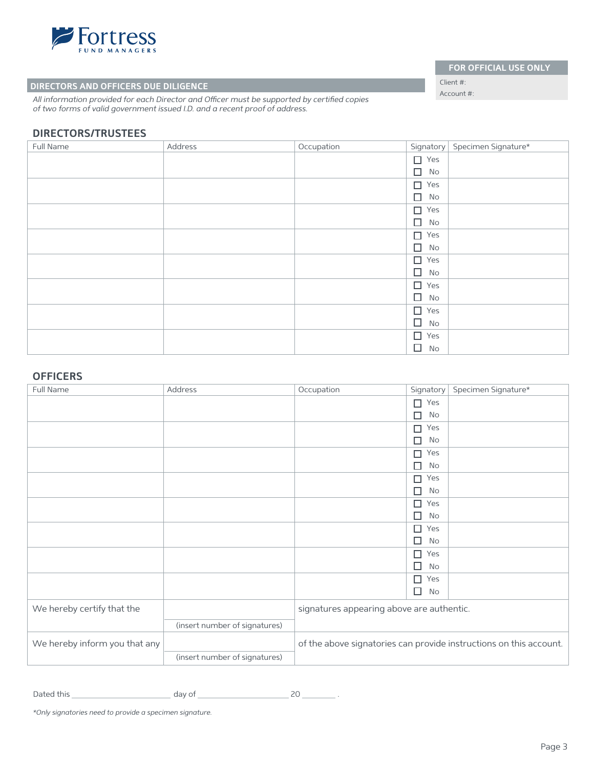Fortress FUND MANAGERS

| FOR OFFICIAL USE ONLY |
|---|
| Client #: |
| Account #: |

## DIRECTORS AND OFFICERS DUE DILIGENCE

*All information provided for each Director and Officer must be supported by certified copies of two forms of valid government issued I.D. and a recent proof of address.*

### DIRECTORS/TRUSTEES

| Full Name | Address | Occupation | Signatory | Specimen Signature* |
|---|---|---|---|---|
| | | | ☐ Yes ☐ No | |
| | | | ☐ Yes ☐ No | |
| | | | ☐ Yes ☐ No | |
| | | | ☐ Yes ☐ No | |
| | | | ☐ Yes ☐ No | |
| | | | ☐ Yes ☐ No | |
| | | | ☐ Yes ☐ No | |
| | | | ☐ Yes ☐ No | |

### OFFICERS

| Full Name | Address | Occupation | Signatory | Specimen Signature* |
|---|---|---|---|---|
| | | | ☐ Yes ☐ No | |
| | | | ☐ Yes ☐ No | |
| | | | ☐ Yes ☐ No | |
| | | | ☐ Yes ☐ No | |
| | | | ☐ Yes ☐ No | |
| | | | ☐ Yes ☐ No | |
| | | | ☐ Yes ☐ No | |
| | | | ☐ Yes ☐ No | |

| | | |
|---|---|---|
| We hereby certify that the | (insert number of signatures) | signatures appearing above are authentic. |
| We hereby inform you that any | (insert number of signatures) | of the above signatories can provide instructions on this account. |

Dated this ______________________ day of ____________________ 20 ________ .

*\*Only signatories need to provide a specimen signature.*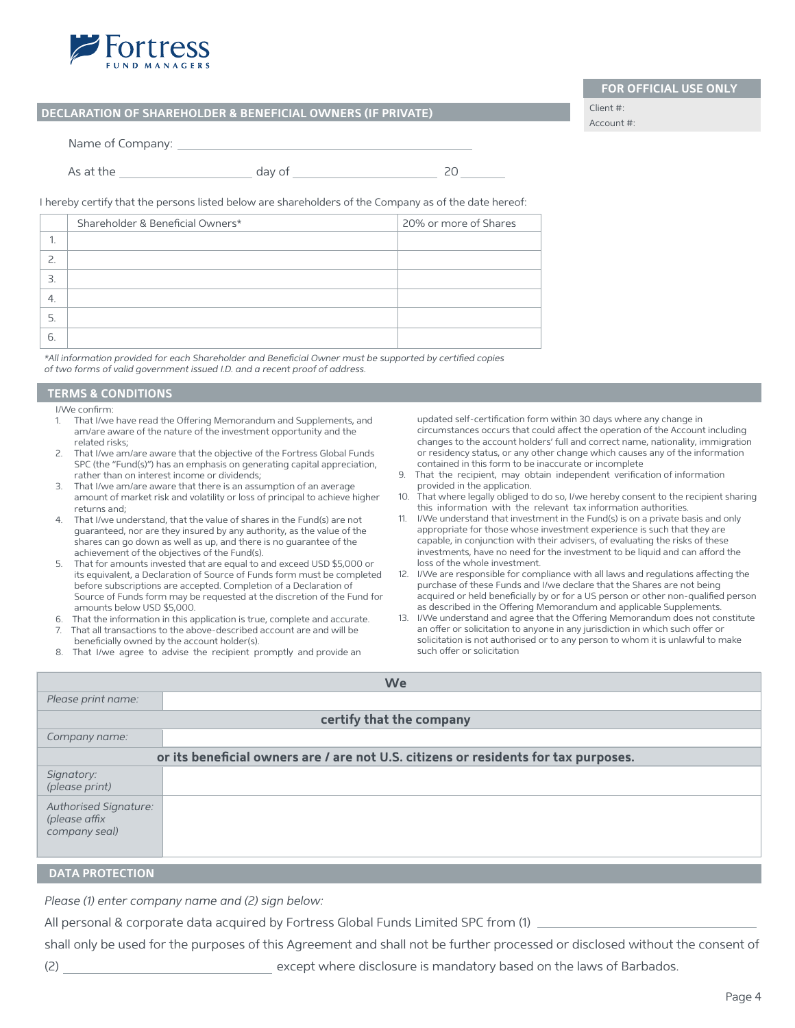Fortress FUND MANAGERS

**FOR OFFICIAL USE ONLY**

Client #:

Account #:

## DECLARATION OF SHAREHOLDER & BENEFICIAL OWNERS (IF PRIVATE)

Name of Company: ____________________________________________

As at the ____________________ day of ______________________ 20 _______

I hereby certify that the persons listed below are shareholders of the Company as of the date hereof:

| | Shareholder & Beneficial Owners* | 20% or more of Shares |
|---|---|---|
| 1. | | |
| 2. | | |
| 3. | | |
| 4. | | |
| 5. | | |
| 6. | | |

*\*All information provided for each Shareholder and Beneficial Owner must be supported by certified copies of two forms of valid government issued I.D. and a recent proof of address.*

## TERMS & CONDITIONS

I/We confirm:

1. That I/we have read the Offering Memorandum and Supplements, and am/are aware of the nature of the investment opportunity and the related risks;
2. That I/we am/are aware that the objective of the Fortress Global Funds SPC (the "Fund(s)") has an emphasis on generating capital appreciation, rather than on interest income or dividends;
3. That I/we am/are aware that there is an assumption of an average amount of market risk and volatility or loss of principal to achieve higher returns and;
4. That I/we understand, that the value of shares in the Fund(s) are not guaranteed, nor are they insured by any authority, as the value of the shares can go down as well as up, and there is no guarantee of the achievement of the objectives of the Fund(s).
5. That for amounts invested that are equal to and exceed USD $5,000 or its equivalent, a Declaration of Source of Funds form must be completed before subscriptions are accepted. Completion of a Declaration of Source of Funds form may be requested at the discretion of the Fund for amounts below USD $5,000.
6. That the information in this application is true, complete and accurate.
7. That all transactions to the above-described account are and will be beneficially owned by the account holder(s).
8. That I/we agree to advise the recipient promptly and provide an updated self-certification form within 30 days where any change in circumstances occurs that could affect the operation of the Account including changes to the account holders' full and correct name, nationality, immigration or residency status, or any other change which causes any of the information contained in this form to be inaccurate or incomplete
9. That the recipient, may obtain independent verification of information provided in the application.
10. That where legally obliged to do so, I/we hereby consent to the recipient sharing this information with the relevant tax information authorities.
11. I/We understand that investment in the Fund(s) is on a private basis and only appropriate for those whose investment experience is such that they are capable, in conjunction with their advisers, of evaluating the risks of these investments, have no need for the investment to be liquid and can afford the loss of the whole investment.
12. I/We are responsible for compliance with all laws and regulations affecting the purchase of these Funds and I/we declare that the Shares are not being acquired or held beneficially by or for a US person or other non-qualified person as described in the Offering Memorandum and applicable Supplements.
13. I/We understand and agree that the Offering Memorandum does not constitute an offer or solicitation to anyone in any jurisdiction in which such offer or solicitation is not authorised or to any person to whom it is unlawful to make such offer or solicitation

| **We** | |
|---|---|
| *Please print name:* | |
| **certify that the company** | |
| *Company name:* | |
| **or its beneficial owners are / are not U.S. citizens or residents for tax purposes.** | |
| *Signatory: (please print)* | |
| *Authorised Signature: (please affix company seal)* | |

## DATA PROTECTION

*Please (1) enter company name and (2) sign below:*

All personal & corporate data acquired by Fortress Global Funds Limited SPC from (1) ______________________________ shall only be used for the purposes of this Agreement and shall not be further processed or disclosed without the consent of (2) ______________________________ except where disclosure is mandatory based on the laws of Barbados.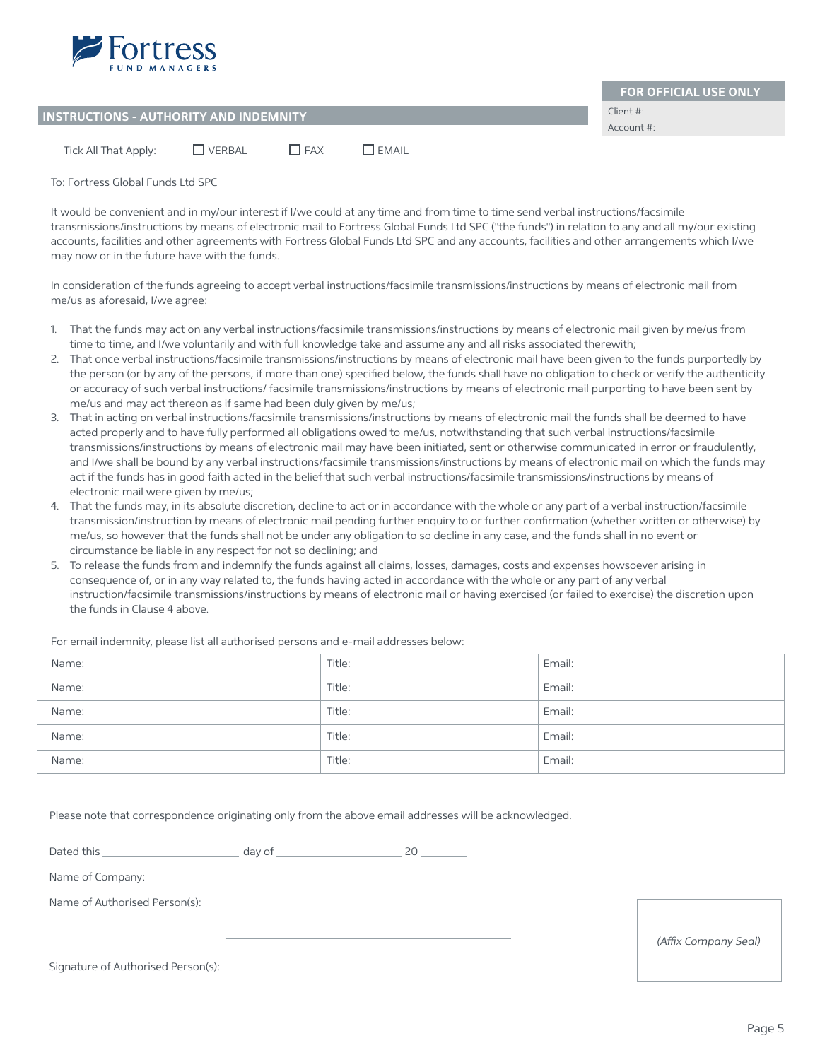Fortress
FUND MANAGERS

**FOR OFFICIAL USE ONLY**

Client #:

Account #:

## INSTRUCTIONS - AUTHORITY AND INDEMNITY

Tick All That Apply: ☐ VERBAL ☐ FAX ☐ EMAIL

To: Fortress Global Funds Ltd SPC

It would be convenient and in my/our interest if I/we could at any time and from time to time send verbal instructions/facsimile transmissions/instructions by means of electronic mail to Fortress Global Funds Ltd SPC ("the funds") in relation to any and all my/our existing accounts, facilities and other agreements with Fortress Global Funds Ltd SPC and any accounts, facilities and other arrangements which I/we may now or in the future have with the funds.

In consideration of the funds agreeing to accept verbal instructions/facsimile transmissions/instructions by means of electronic mail from me/us as aforesaid, I/we agree:

1. That the funds may act on any verbal instructions/facsimile transmissions/instructions by means of electronic mail given by me/us from time to time, and I/we voluntarily and with full knowledge take and assume any and all risks associated therewith;
2. That once verbal instructions/facsimile transmissions/instructions by means of electronic mail have been given to the funds purportedly by the person (or by any of the persons, if more than one) specified below, the funds shall have no obligation to check or verify the authenticity or accuracy of such verbal instructions/ facsimile transmissions/instructions by means of electronic mail purporting to have been sent by me/us and may act thereon as if same had been duly given by me/us;
3. That in acting on verbal instructions/facsimile transmissions/instructions by means of electronic mail the funds shall be deemed to have acted properly and to have fully performed all obligations owed to me/us, notwithstanding that such verbal instructions/facsimile transmissions/instructions by means of electronic mail may have been initiated, sent or otherwise communicated in error or fraudulently, and I/we shall be bound by any verbal instructions/facsimile transmissions/instructions by means of electronic mail on which the funds may act if the funds has in good faith acted in the belief that such verbal instructions/facsimile transmissions/instructions by means of electronic mail were given by me/us;
4. That the funds may, in its absolute discretion, decline to act or in accordance with the whole or any part of a verbal instruction/facsimile transmission/instruction by means of electronic mail pending further enquiry to or further confirmation (whether written or otherwise) by me/us, so however that the funds shall not be under any obligation to so decline in any case, and the funds shall in no event or circumstance be liable in any respect for not so declining; and
5. To release the funds from and indemnify the funds against all claims, losses, damages, costs and expenses howsoever arising in consequence of, or in any way related to, the funds having acted in accordance with the whole or any part of any verbal instruction/facsimile transmissions/instructions by means of electronic mail or having exercised (or failed to exercise) the discretion upon the funds in Clause 4 above.

For email indemnity, please list all authorised persons and e-mail addresses below:

| | | |
|---|---|---|
| Name: | Title: | Email: |
| Name: | Title: | Email: |
| Name: | Title: | Email: |
| Name: | Title: | Email: |
| Name: | Title: | Email: |

Please note that correspondence originating only from the above email addresses will be acknowledged.

Dated this ____________ day of ____________ 20 ______

Name of Company: ____________________

Name of Authorised Person(s): ____________________

____________________

Signature of Authorised Person(s): ____________________

____________________

*(Affix Company Seal)*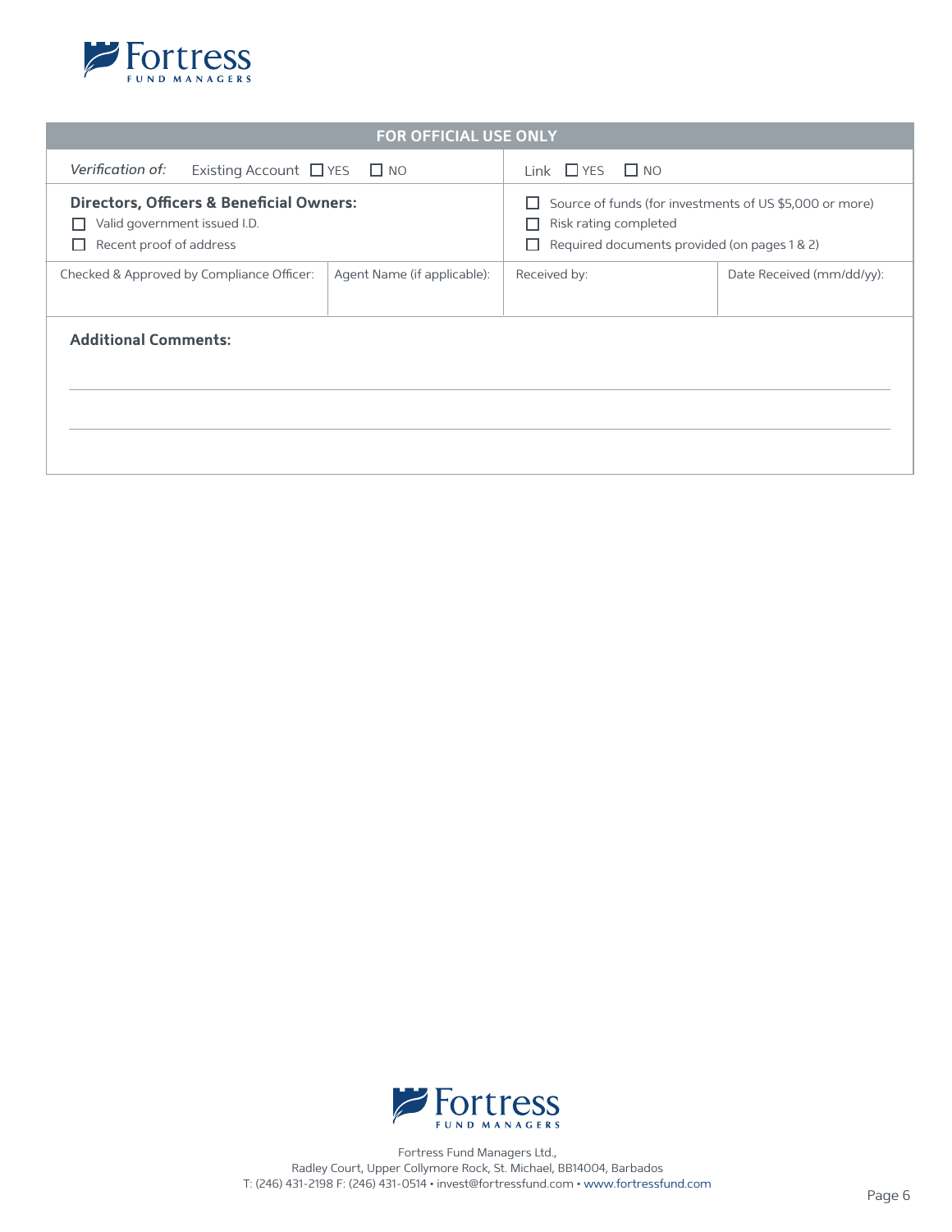## FOR OFFICIAL USE ONLY

| | | | |
|---|---|---|---|
| *Verification of:* Existing Account ☐ YES ☐ NO | | Link ☐ YES ☐ NO | |
| **Directors, Officers & Beneficial Owners:**<br>☐ Valid government issued I.D.<br>☐ Recent proof of address | | ☐ Source of funds (for investments of US $5,000 or more)<br>☐ Risk rating completed<br>☐ Required documents provided (on pages 1 & 2) | |
| Checked & Approved by Compliance Officer: | Agent Name (if applicable): | Received by: | Date Received (mm/dd/yy): |

**Additional Comments:**

---

---

Fortress Fund Managers Ltd.,
Radley Court, Upper Collymore Rock, St. Michael, BB14004, Barbados
T: (246) 431-2198 F: (246) 431-0514 • invest@fortressfund.com • www.fortressfund.com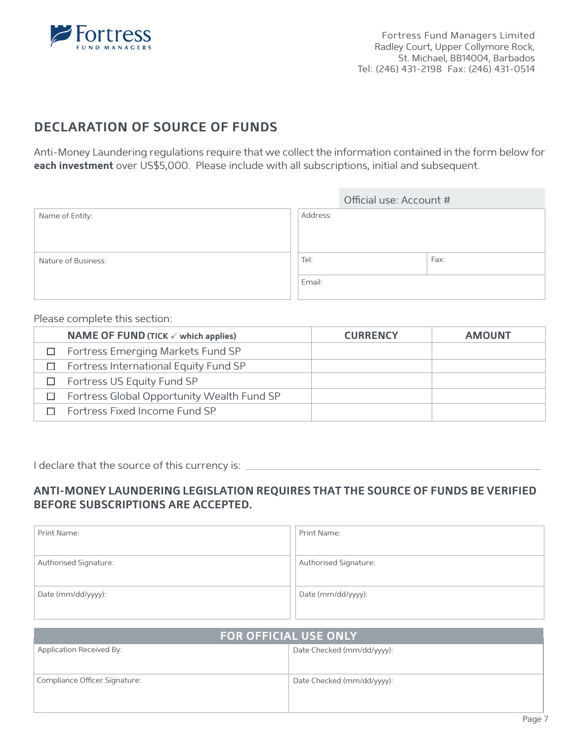Fortress Fund Managers Limited
Radley Court, Upper Collymore Rock,
St. Michael, BB14004, Barbados
Tel: (246) 431-2198 Fax: (246) 431-0514

## DECLARATION OF SOURCE OF FUNDS

Anti-Money Laundering regulations require that we collect the information contained in the form below for **each investment** over US$5,000. Please include with all subscriptions, initial and subsequent.

Official use: Account #

| | | |
|---|---|---|
| Name of Entity: | Address: | |
| Nature of Business: | Tel: | Fax: |
| | Email: | |

Please complete this section:

| NAME OF FUND (TICK ✓ which applies) | CURRENCY | AMOUNT |
|---|---|---|
| ☐ Fortress Emerging Markets Fund SP | | |
| ☐ Fortress International Equity Fund SP | | |
| ☐ Fortress US Equity Fund SP | | |
| ☐ Fortress Global Opportunity Wealth Fund SP | | |
| ☐ Fortress Fixed Income Fund SP | | |

I declare that the source of this currency is: ______________________________

**ANTI-MONEY LAUNDERING LEGISLATION REQUIRES THAT THE SOURCE OF FUNDS BE VERIFIED BEFORE SUBSCRIPTIONS ARE ACCEPTED.**

| | |
|---|---|
| Print Name: | Print Name: |
| Authorised Signature: | Authorised Signature: |
| Date (mm/dd/yyyy): | Date (mm/dd/yyyy): |

| FOR OFFICIAL USE ONLY | |
|---|---|
| Application Received By: | Date Checked (mm/dd/yyyy): |
| Compliance Officer Signature: | Date Checked (mm/dd/yyyy): |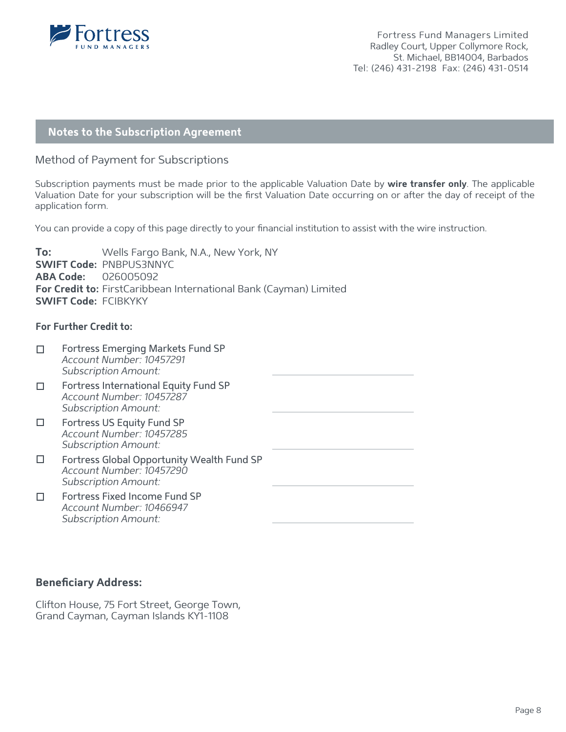Fortress Fund Managers Limited
Radley Court, Upper Collymore Rock,
St. Michael, BB14004, Barbados
Tel: (246) 431-2198 Fax: (246) 431-0514

## Notes to the Subscription Agreement

### Method of Payment for Subscriptions

Subscription payments must be made prior to the applicable Valuation Date by **wire transfer only**. The applicable Valuation Date for your subscription will be the first Valuation Date occurring on or after the day of receipt of the application form.

You can provide a copy of this page directly to your financial institution to assist with the wire instruction.

**To:** Wells Fargo Bank, N.A., New York, NY
**SWIFT Code:** PNBPUS3NNYC
**ABA Code:** 026005092
**For Credit to:** FirstCaribbean International Bank (Cayman) Limited
**SWIFT Code:** FCIBKYKY

**For Further Credit to:**

- ☐ Fortress Emerging Markets Fund SP
  *Account Number: 10457291*
  *Subscription Amount:* ______________________
- ☐ Fortress International Equity Fund SP
  *Account Number: 10457287*
  *Subscription Amount:* ______________________
- ☐ Fortress US Equity Fund SP
  *Account Number: 10457285*
  *Subscription Amount:* ______________________
- ☐ Fortress Global Opportunity Wealth Fund SP
  *Account Number: 10457290*
  *Subscription Amount:* ______________________
- ☐ Fortress Fixed Income Fund SP
  *Account Number: 10466947*
  *Subscription Amount:* ______________________

### Beneficiary Address:

Clifton House, 75 Fort Street, George Town,
Grand Cayman, Cayman Islands KY1-1108